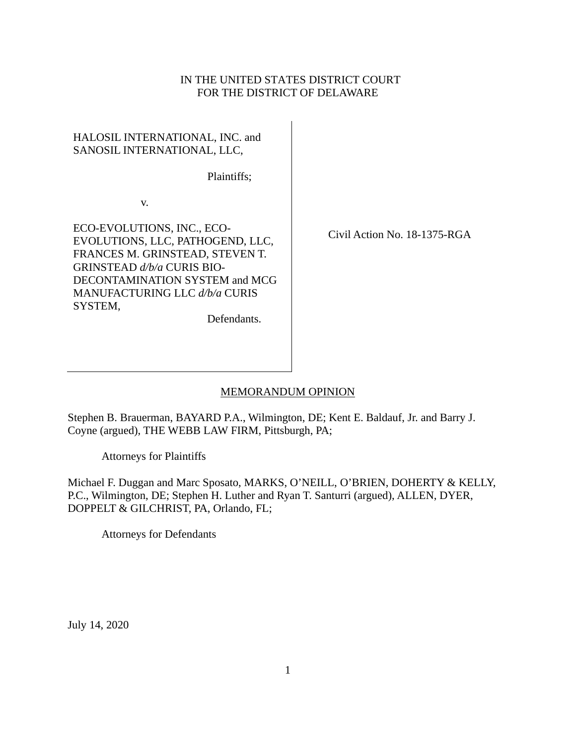IN THE UNITED STATES DISTRICT COURT
FOR THE DISTRICT OF DELAWARE

HALOSIL INTERNATIONAL, INC. and SANOSIL INTERNATIONAL, LLC,

Plaintiffs;

v.

ECO-EVOLUTIONS, INC., ECO-EVOLUTIONS, LLC, PATHOGEND, LLC, FRANCES M. GRINSTEAD, STEVEN T. GRINSTEAD *d/b/a* CURIS BIO-DECONTAMINATION SYSTEM and MCG MANUFACTURING LLC *d/b/a* CURIS SYSTEM,

Defendants.

Civil Action No. 18-1375-RGA

MEMORANDUM OPINION

Stephen B. Brauerman, BAYARD P.A., Wilmington, DE; Kent E. Baldauf, Jr. and Barry J. Coyne (argued), THE WEBB LAW FIRM, Pittsburgh, PA;

Attorneys for Plaintiffs

Michael F. Duggan and Marc Sposato, MARKS, O'NEILL, O'BRIEN, DOHERTY & KELLY, P.C., Wilmington, DE; Stephen H. Luther and Ryan T. Santurri (argued), ALLEN, DYER, DOPPELT & GILCHRIST, PA, Orlando, FL;

Attorneys for Defendants

July 14, 2020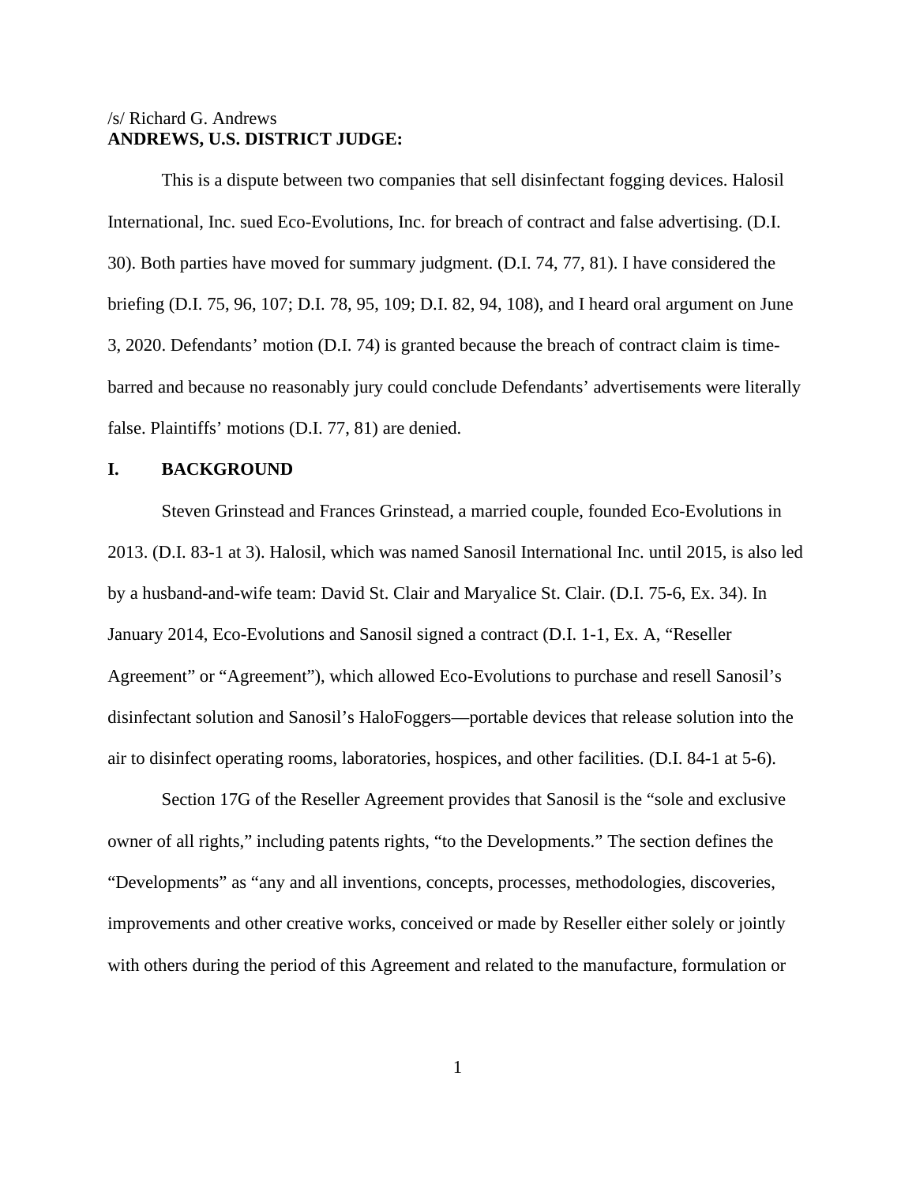/s/ Richard G. Andrews
**ANDREWS, U.S. DISTRICT JUDGE:**

This is a dispute between two companies that sell disinfectant fogging devices. Halosil International, Inc. sued Eco-Evolutions, Inc. for breach of contract and false advertising. (D.I. 30). Both parties have moved for summary judgment. (D.I. 74, 77, 81). I have considered the briefing (D.I. 75, 96, 107; D.I. 78, 95, 109; D.I. 82, 94, 108), and I heard oral argument on June 3, 2020. Defendants' motion (D.I. 74) is granted because the breach of contract claim is time-barred and because no reasonably jury could conclude Defendants' advertisements were literally false. Plaintiffs' motions (D.I. 77, 81) are denied.

## I. BACKGROUND

Steven Grinstead and Frances Grinstead, a married couple, founded Eco-Evolutions in 2013. (D.I. 83-1 at 3). Halosil, which was named Sanosil International Inc. until 2015, is also led by a husband-and-wife team: David St. Clair and Maryalice St. Clair. (D.I. 75-6, Ex. 34). In January 2014, Eco-Evolutions and Sanosil signed a contract (D.I. 1-1, Ex. A, "Reseller Agreement" or "Agreement"), which allowed Eco-Evolutions to purchase and resell Sanosil's disinfectant solution and Sanosil's HaloFoggers—portable devices that release solution into the air to disinfect operating rooms, laboratories, hospices, and other facilities. (D.I. 84-1 at 5-6).

Section 17G of the Reseller Agreement provides that Sanosil is the "sole and exclusive owner of all rights," including patents rights, "to the Developments." The section defines the "Developments" as "any and all inventions, concepts, processes, methodologies, discoveries, improvements and other creative works, conceived or made by Reseller either solely or jointly with others during the period of this Agreement and related to the manufacture, formulation or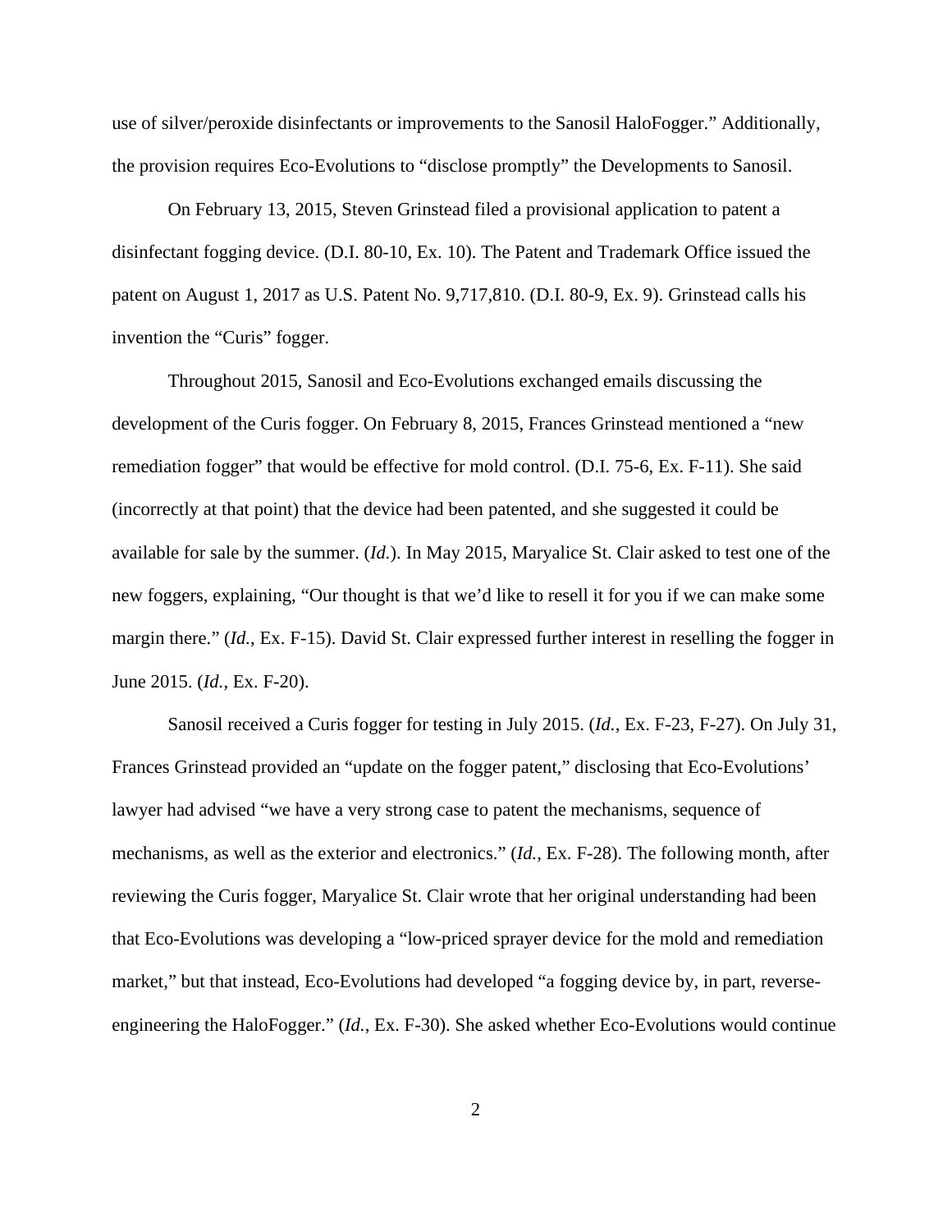use of silver/peroxide disinfectants or improvements to the Sanosil HaloFogger." Additionally, the provision requires Eco-Evolutions to "disclose promptly" the Developments to Sanosil.

On February 13, 2015, Steven Grinstead filed a provisional application to patent a disinfectant fogging device. (D.I. 80-10, Ex. 10). The Patent and Trademark Office issued the patent on August 1, 2017 as U.S. Patent No. 9,717,810. (D.I. 80-9, Ex. 9). Grinstead calls his invention the "Curis" fogger.

Throughout 2015, Sanosil and Eco-Evolutions exchanged emails discussing the development of the Curis fogger. On February 8, 2015, Frances Grinstead mentioned a "new remediation fogger" that would be effective for mold control. (D.I. 75-6, Ex. F-11). She said (incorrectly at that point) that the device had been patented, and she suggested it could be available for sale by the summer. (*Id.*). In May 2015, Maryalice St. Clair asked to test one of the new foggers, explaining, "Our thought is that we'd like to resell it for you if we can make some margin there." (*Id.*, Ex. F-15). David St. Clair expressed further interest in reselling the fogger in June 2015. (*Id.*, Ex. F-20).

Sanosil received a Curis fogger for testing in July 2015. (*Id.*, Ex. F-23, F-27). On July 31, Frances Grinstead provided an "update on the fogger patent," disclosing that Eco-Evolutions' lawyer had advised "we have a very strong case to patent the mechanisms, sequence of mechanisms, as well as the exterior and electronics." (*Id.*, Ex. F-28). The following month, after reviewing the Curis fogger, Maryalice St. Clair wrote that her original understanding had been that Eco-Evolutions was developing a "low-priced sprayer device for the mold and remediation market," but that instead, Eco-Evolutions had developed "a fogging device by, in part, reverse-engineering the HaloFogger." (*Id.*, Ex. F-30). She asked whether Eco-Evolutions would continue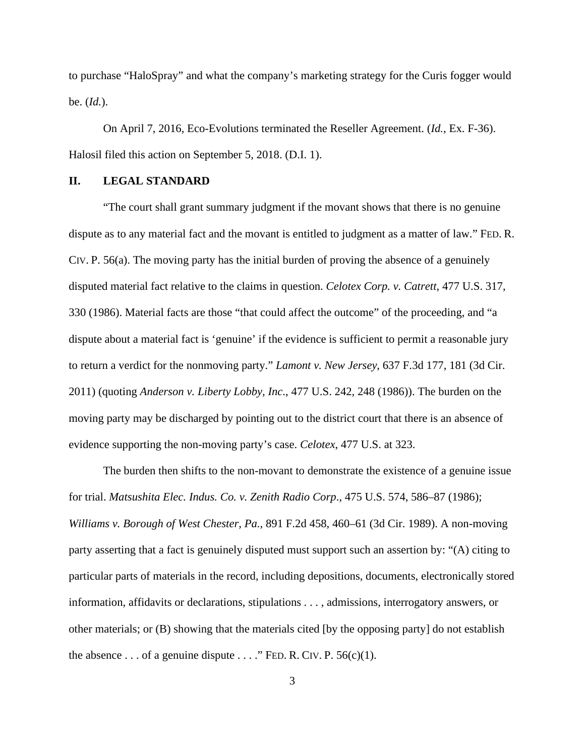to purchase "HaloSpray" and what the company's marketing strategy for the Curis fogger would be. (*Id.*).

On April 7, 2016, Eco-Evolutions terminated the Reseller Agreement. (*Id.*, Ex. F-36). Halosil filed this action on September 5, 2018. (D.I. 1).

## II. LEGAL STANDARD

"The court shall grant summary judgment if the movant shows that there is no genuine dispute as to any material fact and the movant is entitled to judgment as a matter of law." FED. R. CIV. P. 56(a). The moving party has the initial burden of proving the absence of a genuinely disputed material fact relative to the claims in question. *Celotex Corp. v. Catrett*, 477 U.S. 317, 330 (1986). Material facts are those "that could affect the outcome" of the proceeding, and "a dispute about a material fact is 'genuine' if the evidence is sufficient to permit a reasonable jury to return a verdict for the nonmoving party." *Lamont v. New Jersey*, 637 F.3d 177, 181 (3d Cir. 2011) (quoting *Anderson v. Liberty Lobby, Inc.*, 477 U.S. 242, 248 (1986)). The burden on the moving party may be discharged by pointing out to the district court that there is an absence of evidence supporting the non-moving party's case. *Celotex*, 477 U.S. at 323.

The burden then shifts to the non-movant to demonstrate the existence of a genuine issue for trial. *Matsushita Elec. Indus. Co. v. Zenith Radio Corp*., 475 U.S. 574, 586–87 (1986); *Williams v. Borough of West Chester, Pa.*, 891 F.2d 458, 460–61 (3d Cir. 1989). A non-moving party asserting that a fact is genuinely disputed must support such an assertion by: "(A) citing to particular parts of materials in the record, including depositions, documents, electronically stored information, affidavits or declarations, stipulations . . . , admissions, interrogatory answers, or other materials; or (B) showing that the materials cited [by the opposing party] do not establish the absence . . . of a genuine dispute . . . ." FED. R. CIV. P. 56(c)(1).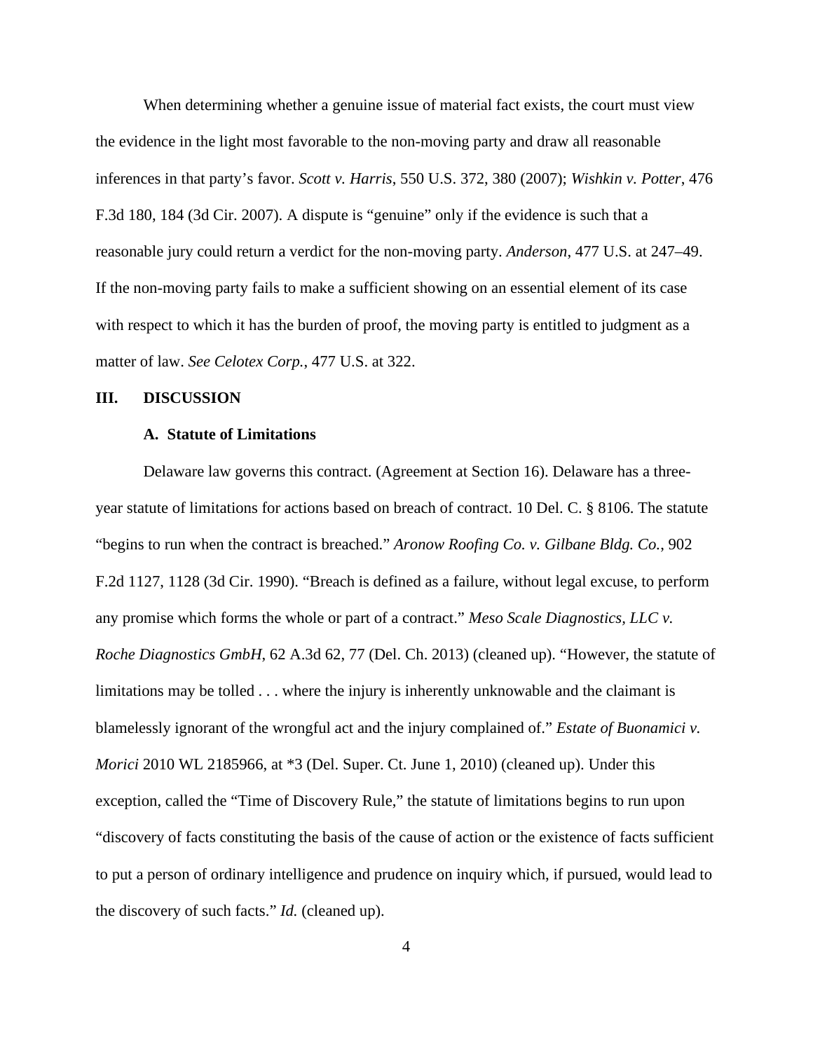When determining whether a genuine issue of material fact exists, the court must view the evidence in the light most favorable to the non-moving party and draw all reasonable inferences in that party's favor. *Scott v. Harris*, 550 U.S. 372, 380 (2007); *Wishkin v. Potter*, 476 F.3d 180, 184 (3d Cir. 2007). A dispute is "genuine" only if the evidence is such that a reasonable jury could return a verdict for the non-moving party. *Anderson*, 477 U.S. at 247–49. If the non-moving party fails to make a sufficient showing on an essential element of its case with respect to which it has the burden of proof, the moving party is entitled to judgment as a matter of law. *See Celotex Corp.*, 477 U.S. at 322.

## III. DISCUSSION

### A. Statute of Limitations

Delaware law governs this contract. (Agreement at Section 16). Delaware has a three-year statute of limitations for actions based on breach of contract. 10 Del. C. § 8106. The statute "begins to run when the contract is breached." *Aronow Roofing Co. v. Gilbane Bldg. Co.*, 902 F.2d 1127, 1128 (3d Cir. 1990). "Breach is defined as a failure, without legal excuse, to perform any promise which forms the whole or part of a contract." *Meso Scale Diagnostics, LLC v. Roche Diagnostics GmbH*, 62 A.3d 62, 77 (Del. Ch. 2013) (cleaned up). "However, the statute of limitations may be tolled . . . where the injury is inherently unknowable and the claimant is blamelessly ignorant of the wrongful act and the injury complained of." *Estate of Buonamici v. Morici* 2010 WL 2185966, at *3 (Del. Super. Ct. June 1, 2010) (cleaned up). Under this exception, called the "Time of Discovery Rule," the statute of limitations begins to run upon "discovery of facts constituting the basis of the cause of action or the existence of facts sufficient to put a person of ordinary intelligence and prudence on inquiry which, if pursued, would lead to the discovery of such facts." *Id.* (cleaned up).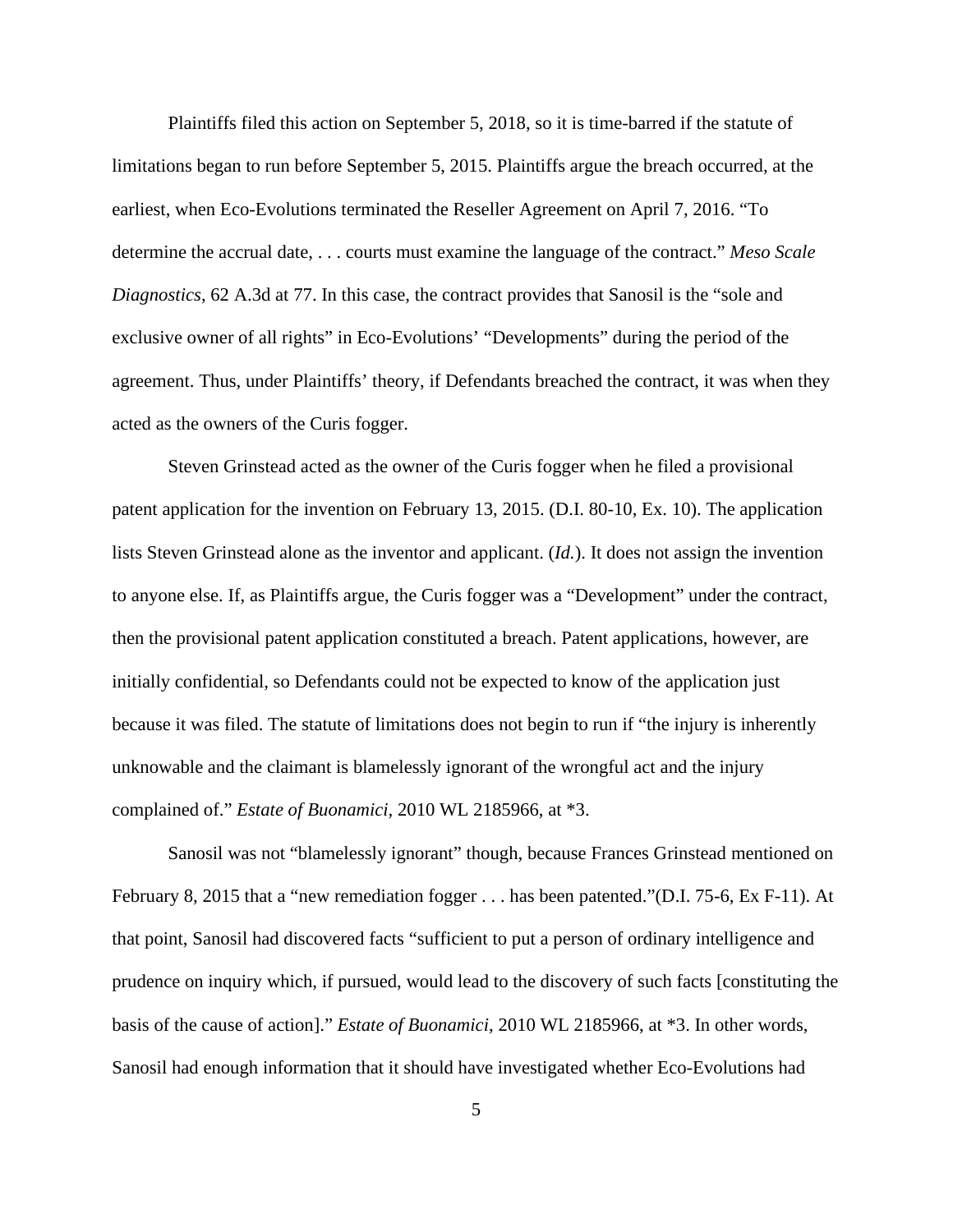Plaintiffs filed this action on September 5, 2018, so it is time-barred if the statute of limitations began to run before September 5, 2015. Plaintiffs argue the breach occurred, at the earliest, when Eco-Evolutions terminated the Reseller Agreement on April 7, 2016. "To determine the accrual date, . . . courts must examine the language of the contract." *Meso Scale Diagnostics*, 62 A.3d at 77. In this case, the contract provides that Sanosil is the "sole and exclusive owner of all rights" in Eco-Evolutions' "Developments" during the period of the agreement. Thus, under Plaintiffs' theory, if Defendants breached the contract, it was when they acted as the owners of the Curis fogger.

Steven Grinstead acted as the owner of the Curis fogger when he filed a provisional patent application for the invention on February 13, 2015. (D.I. 80-10, Ex. 10). The application lists Steven Grinstead alone as the inventor and applicant. (*Id.*). It does not assign the invention to anyone else. If, as Plaintiffs argue, the Curis fogger was a "Development" under the contract, then the provisional patent application constituted a breach. Patent applications, however, are initially confidential, so Defendants could not be expected to know of the application just because it was filed. The statute of limitations does not begin to run if "the injury is inherently unknowable and the claimant is blamelessly ignorant of the wrongful act and the injury complained of." *Estate of Buonamici*, 2010 WL 2185966, at *3.

Sanosil was not "blamelessly ignorant" though, because Frances Grinstead mentioned on February 8, 2015 that a "new remediation fogger . . . has been patented."(D.I. 75-6, Ex F-11). At that point, Sanosil had discovered facts "sufficient to put a person of ordinary intelligence and prudence on inquiry which, if pursued, would lead to the discovery of such facts [constituting the basis of the cause of action]." *Estate of Buonamici*, 2010 WL 2185966, at *3. In other words, Sanosil had enough information that it should have investigated whether Eco-Evolutions had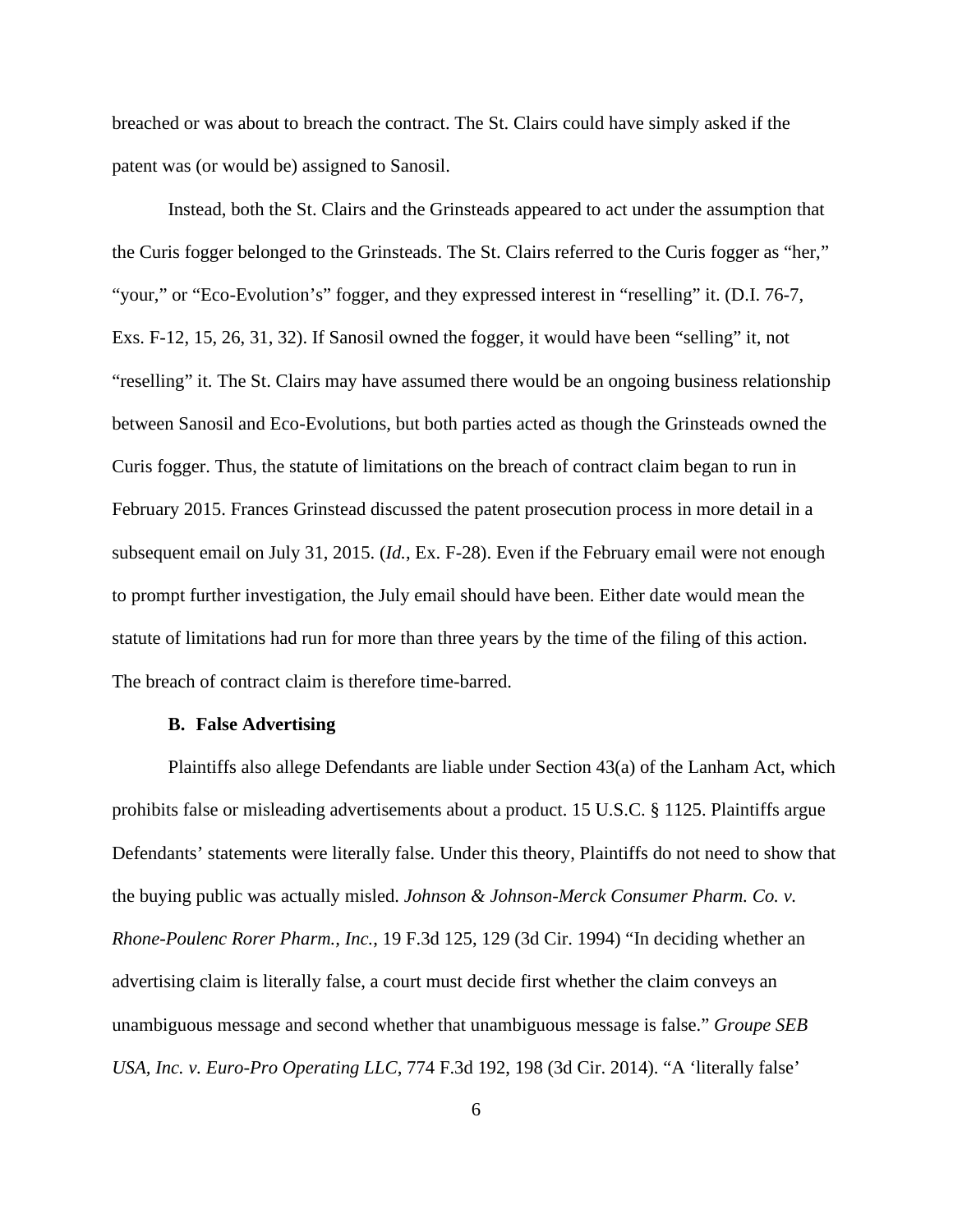breached or was about to breach the contract. The St. Clairs could have simply asked if the patent was (or would be) assigned to Sanosil.

Instead, both the St. Clairs and the Grinsteads appeared to act under the assumption that the Curis fogger belonged to the Grinsteads. The St. Clairs referred to the Curis fogger as "her," "your," or "Eco-Evolution's" fogger, and they expressed interest in "reselling" it. (D.I. 76-7, Exs. F-12, 15, 26, 31, 32). If Sanosil owned the fogger, it would have been "selling" it, not "reselling" it. The St. Clairs may have assumed there would be an ongoing business relationship between Sanosil and Eco-Evolutions, but both parties acted as though the Grinsteads owned the Curis fogger. Thus, the statute of limitations on the breach of contract claim began to run in February 2015. Frances Grinstead discussed the patent prosecution process in more detail in a subsequent email on July 31, 2015. (*Id.*, Ex. F-28). Even if the February email were not enough to prompt further investigation, the July email should have been. Either date would mean the statute of limitations had run for more than three years by the time of the filing of this action. The breach of contract claim is therefore time-barred.

**B. False Advertising**

Plaintiffs also allege Defendants are liable under Section 43(a) of the Lanham Act, which prohibits false or misleading advertisements about a product. 15 U.S.C. § 1125. Plaintiffs argue Defendants' statements were literally false. Under this theory, Plaintiffs do not need to show that the buying public was actually misled. *Johnson & Johnson-Merck Consumer Pharm. Co. v. Rhone-Poulenc Rorer Pharm., Inc.*, 19 F.3d 125, 129 (3d Cir. 1994) "In deciding whether an advertising claim is literally false, a court must decide first whether the claim conveys an unambiguous message and second whether that unambiguous message is false." *Groupe SEB USA, Inc. v. Euro-Pro Operating LLC*, 774 F.3d 192, 198 (3d Cir. 2014). "A 'literally false'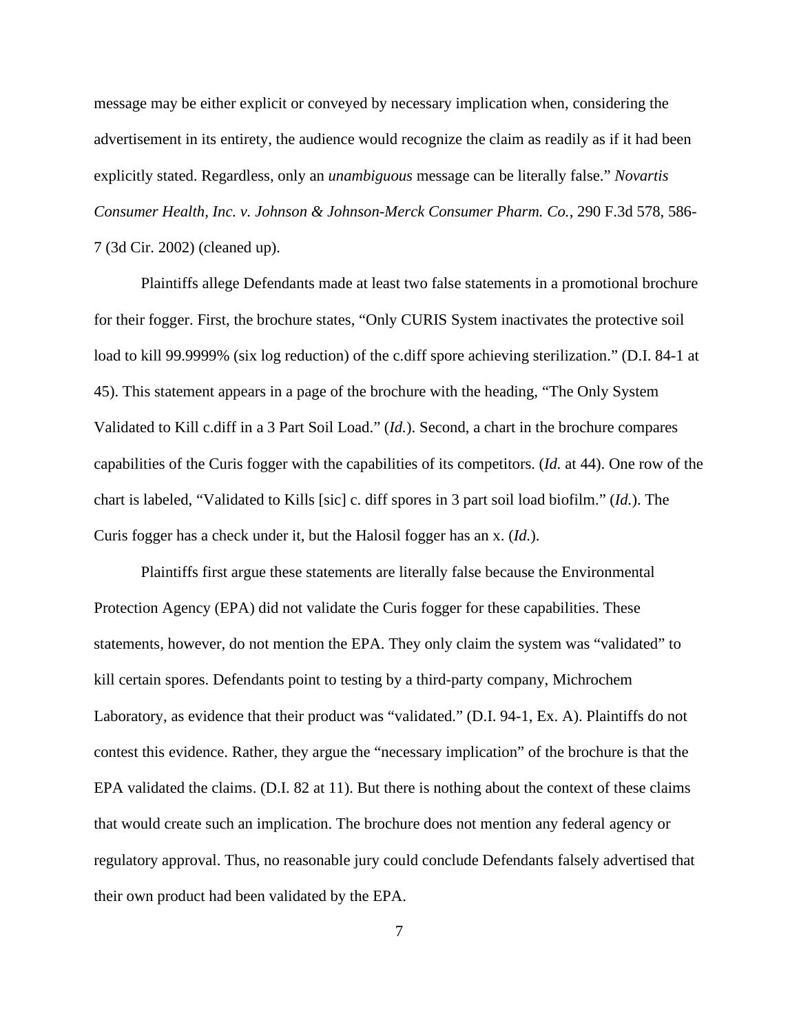message may be either explicit or conveyed by necessary implication when, considering the advertisement in its entirety, the audience would recognize the claim as readily as if it had been explicitly stated. Regardless, only an *unambiguous* message can be literally false." *Novartis Consumer Health, Inc. v. Johnson & Johnson-Merck Consumer Pharm. Co.*, 290 F.3d 578, 586-7 (3d Cir. 2002) (cleaned up).

Plaintiffs allege Defendants made at least two false statements in a promotional brochure for their fogger. First, the brochure states, "Only CURIS System inactivates the protective soil load to kill 99.9999% (six log reduction) of the c.diff spore achieving sterilization." (D.I. 84-1 at 45). This statement appears in a page of the brochure with the heading, "The Only System Validated to Kill c.diff in a 3 Part Soil Load." (*Id.*). Second, a chart in the brochure compares capabilities of the Curis fogger with the capabilities of its competitors. (*Id.* at 44). One row of the chart is labeled, "Validated to Kills [sic] c. diff spores in 3 part soil load biofilm." (*Id.*). The Curis fogger has a check under it, but the Halosil fogger has an x. (*Id.*).

Plaintiffs first argue these statements are literally false because the Environmental Protection Agency (EPA) did not validate the Curis fogger for these capabilities. These statements, however, do not mention the EPA. They only claim the system was "validated" to kill certain spores. Defendants point to testing by a third-party company, Michrochem Laboratory, as evidence that their product was "validated." (D.I. 94-1, Ex. A). Plaintiffs do not contest this evidence. Rather, they argue the "necessary implication" of the brochure is that the EPA validated the claims. (D.I. 82 at 11). But there is nothing about the context of these claims that would create such an implication. The brochure does not mention any federal agency or regulatory approval. Thus, no reasonable jury could conclude Defendants falsely advertised that their own product had been validated by the EPA.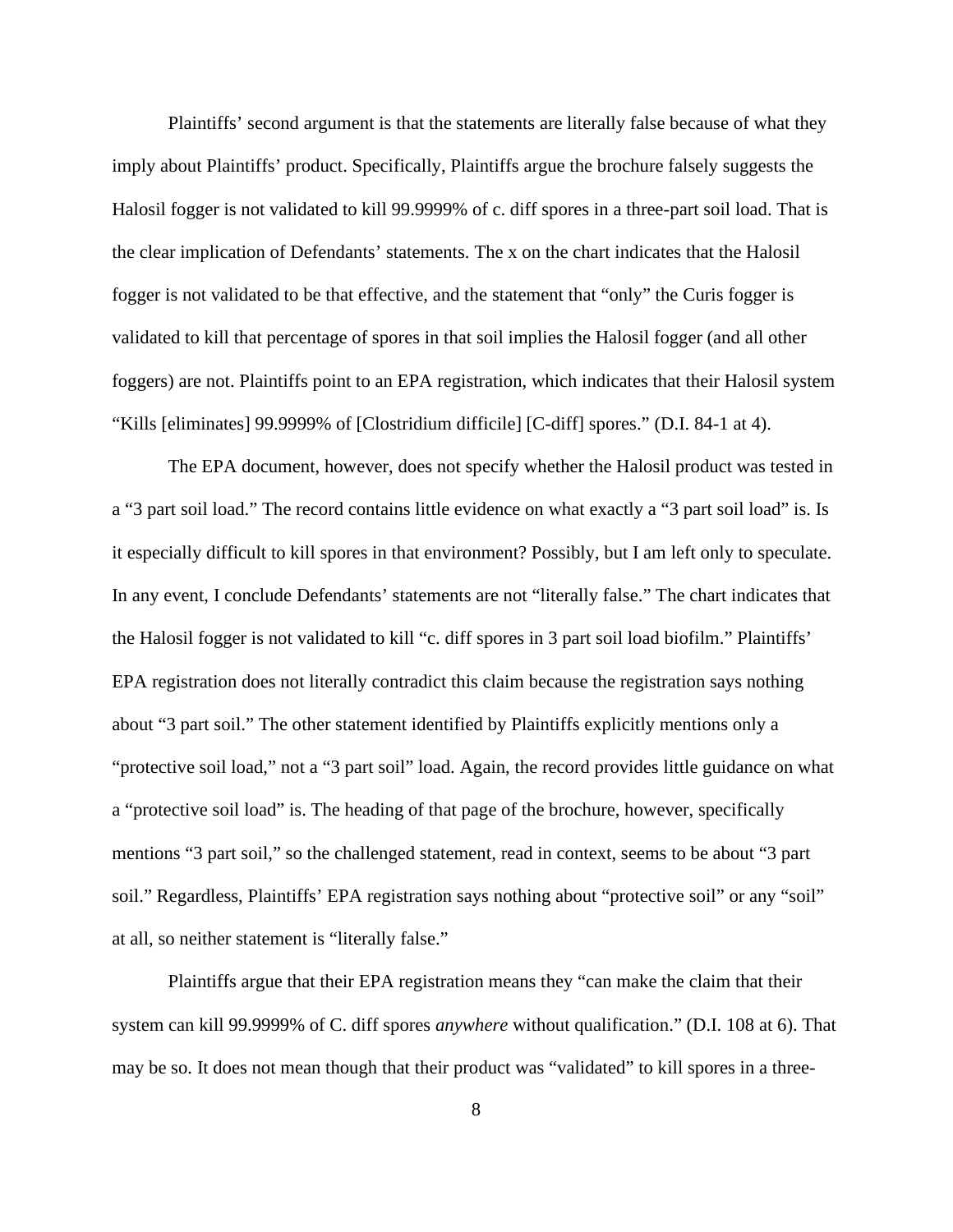Plaintiffs' second argument is that the statements are literally false because of what they imply about Plaintiffs' product. Specifically, Plaintiffs argue the brochure falsely suggests the Halosil fogger is not validated to kill 99.9999% of c. diff spores in a three-part soil load. That is the clear implication of Defendants' statements. The x on the chart indicates that the Halosil fogger is not validated to be that effective, and the statement that "only" the Curis fogger is validated to kill that percentage of spores in that soil implies the Halosil fogger (and all other foggers) are not. Plaintiffs point to an EPA registration, which indicates that their Halosil system "Kills [eliminates] 99.9999% of [Clostridium difficile] [C-diff] spores." (D.I. 84-1 at 4).

The EPA document, however, does not specify whether the Halosil product was tested in a "3 part soil load." The record contains little evidence on what exactly a "3 part soil load" is. Is it especially difficult to kill spores in that environment? Possibly, but I am left only to speculate. In any event, I conclude Defendants' statements are not "literally false." The chart indicates that the Halosil fogger is not validated to kill "c. diff spores in 3 part soil load biofilm." Plaintiffs' EPA registration does not literally contradict this claim because the registration says nothing about "3 part soil." The other statement identified by Plaintiffs explicitly mentions only a "protective soil load," not a "3 part soil" load. Again, the record provides little guidance on what a "protective soil load" is. The heading of that page of the brochure, however, specifically mentions "3 part soil," so the challenged statement, read in context, seems to be about "3 part soil." Regardless, Plaintiffs' EPA registration says nothing about "protective soil" or any "soil" at all, so neither statement is "literally false."

Plaintiffs argue that their EPA registration means they "can make the claim that their system can kill 99.9999% of C. diff spores *anywhere* without qualification." (D.I. 108 at 6). That may be so. It does not mean though that their product was "validated" to kill spores in a three-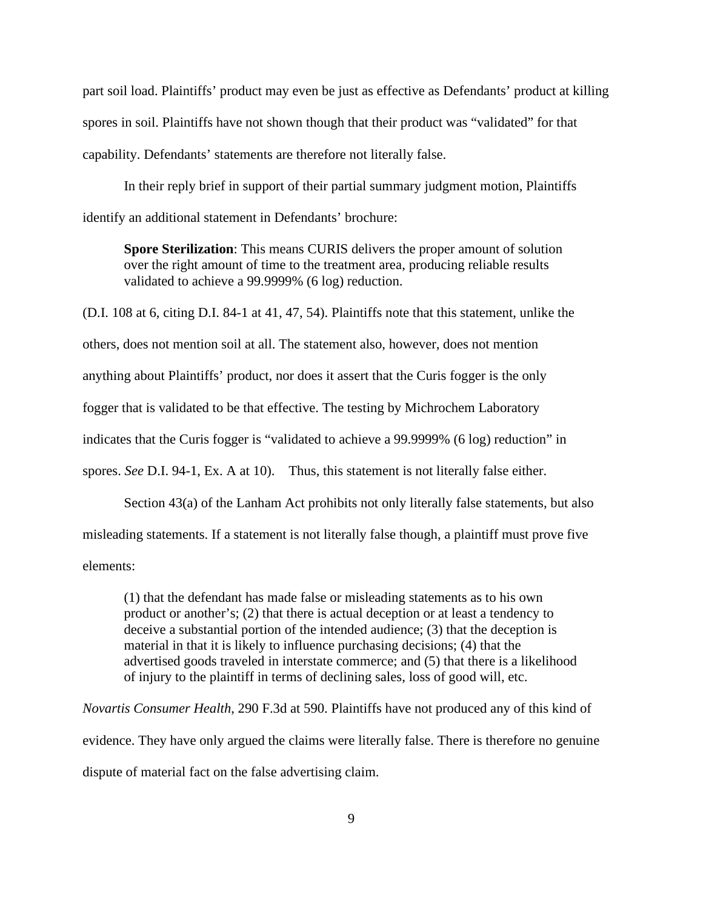part soil load. Plaintiffs' product may even be just as effective as Defendants' product at killing spores in soil. Plaintiffs have not shown though that their product was "validated" for that capability. Defendants' statements are therefore not literally false.

In their reply brief in support of their partial summary judgment motion, Plaintiffs identify an additional statement in Defendants' brochure:

> **Spore Sterilization**: This means CURIS delivers the proper amount of solution over the right amount of time to the treatment area, producing reliable results validated to achieve a 99.9999% (6 log) reduction.

(D.I. 108 at 6, citing D.I. 84-1 at 41, 47, 54). Plaintiffs note that this statement, unlike the others, does not mention soil at all. The statement also, however, does not mention anything about Plaintiffs' product, nor does it assert that the Curis fogger is the only fogger that is validated to be that effective. The testing by Michrochem Laboratory indicates that the Curis fogger is "validated to achieve a 99.9999% (6 log) reduction" in spores. *See* D.I. 94-1, Ex. A at 10). Thus, this statement is not literally false either.

Section 43(a) of the Lanham Act prohibits not only literally false statements, but also misleading statements. If a statement is not literally false though, a plaintiff must prove five elements:

> (1) that the defendant has made false or misleading statements as to his own product or another's; (2) that there is actual deception or at least a tendency to deceive a substantial portion of the intended audience; (3) that the deception is material in that it is likely to influence purchasing decisions; (4) that the advertised goods traveled in interstate commerce; and (5) that there is a likelihood of injury to the plaintiff in terms of declining sales, loss of good will, etc.

*Novartis Consumer Health*, 290 F.3d at 590. Plaintiffs have not produced any of this kind of evidence. They have only argued the claims were literally false. There is therefore no genuine dispute of material fact on the false advertising claim.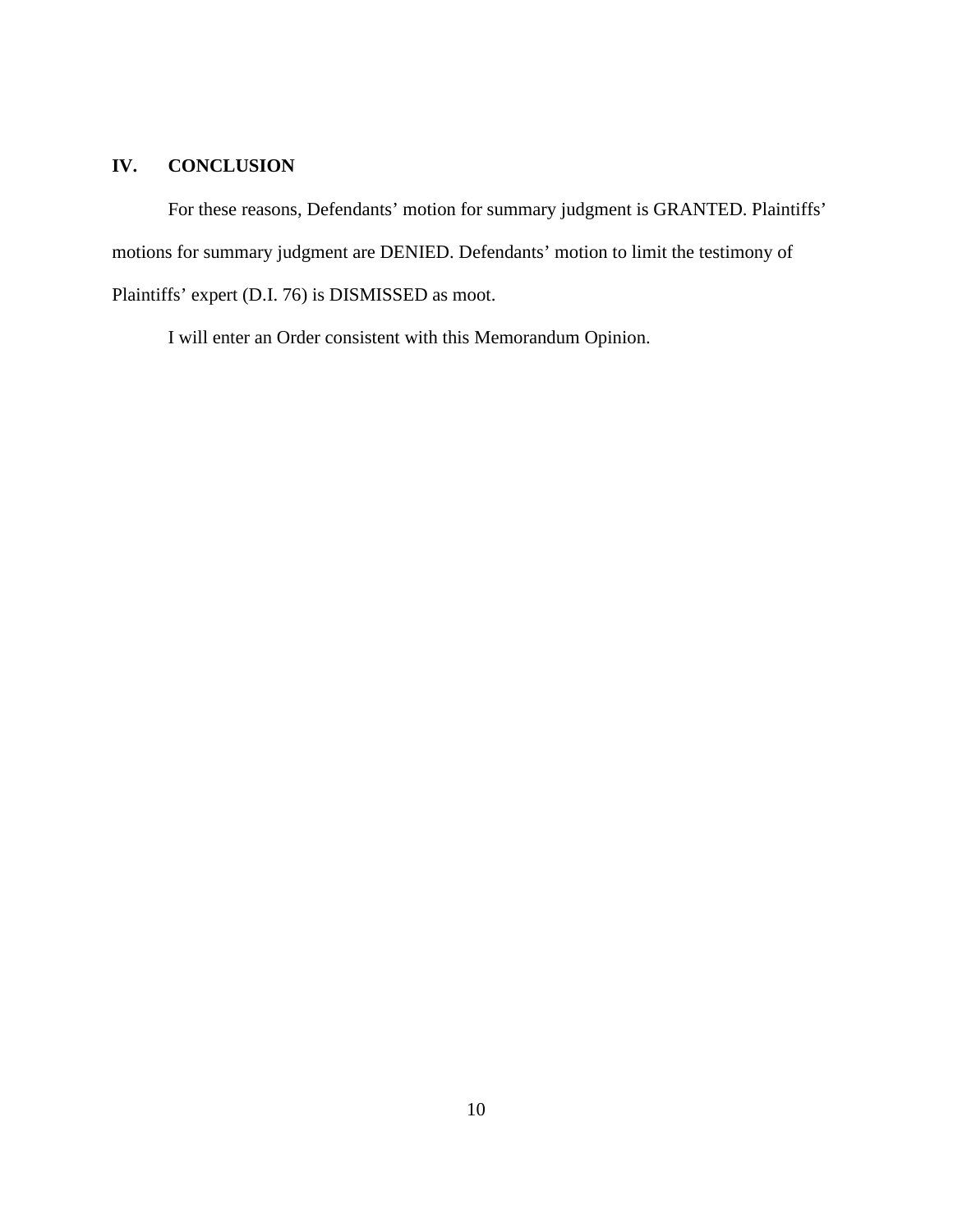## IV. CONCLUSION

For these reasons, Defendants' motion for summary judgment is GRANTED. Plaintiffs' motions for summary judgment are DENIED. Defendants' motion to limit the testimony of Plaintiffs' expert (D.I. 76) is DISMISSED as moot.

I will enter an Order consistent with this Memorandum Opinion.